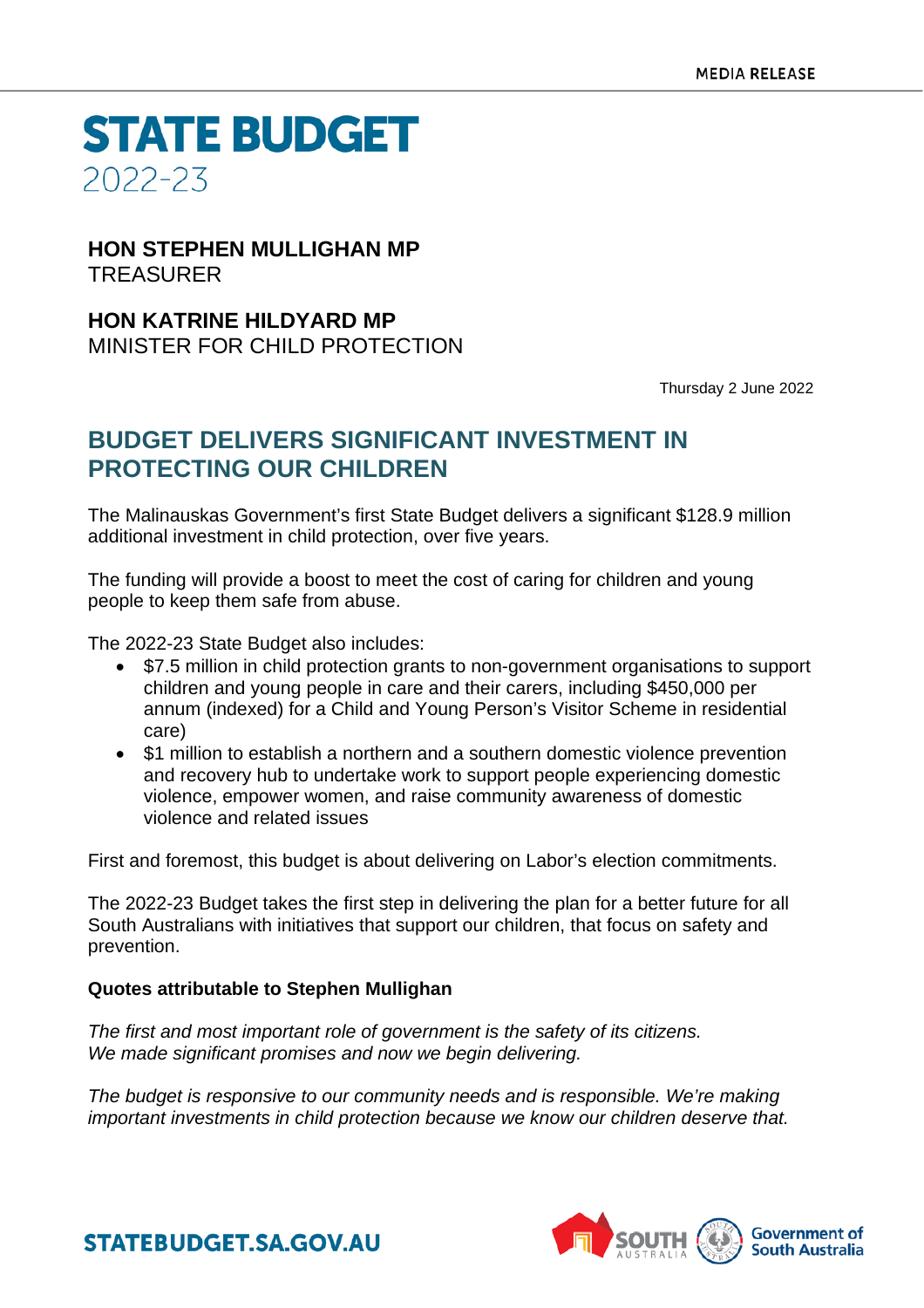MEDIA RELEASE

# STATE BUDGET
2022-23

**HON STEPHEN MULLIGHAN MP**
TREASURER

**HON KATRINE HILDYARD MP**
MINISTER FOR CHILD PROTECTION

Thursday 2 June 2022

## BUDGET DELIVERS SIGNIFICANT INVESTMENT IN PROTECTING OUR CHILDREN

The Malinauskas Government's first State Budget delivers a significant $128.9 million additional investment in child protection, over five years.

The funding will provide a boost to meet the cost of caring for children and young people to keep them safe from abuse.

The 2022-23 State Budget also includes:

- $7.5 million in child protection grants to non-government organisations to support children and young people in care and their carers, including $450,000 per annum (indexed) for a Child and Young Person's Visitor Scheme in residential care)
- $1 million to establish a northern and a southern domestic violence prevention and recovery hub to undertake work to support people experiencing domestic violence, empower women, and raise community awareness of domestic violence and related issues

First and foremost, this budget is about delivering on Labor's election commitments.

The 2022-23 Budget takes the first step in delivering the plan for a better future for all South Australians with initiatives that support our children, that focus on safety and prevention.

**Quotes attributable to Stephen Mullighan**

*The first and most important role of government is the safety of its citizens. We made significant promises and now we begin delivering.*

*The budget is responsive to our community needs and is responsible. We're making important investments in child protection because we know our children deserve that.*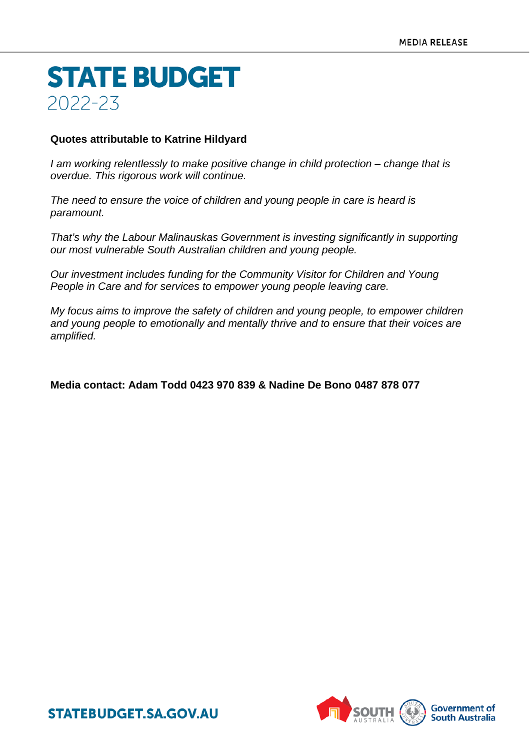**Quotes attributable to Katrine Hildyard**

*I am working relentlessly to make positive change in child protection – change that is overdue. This rigorous work will continue.*

*The need to ensure the voice of children and young people in care is heard is paramount.*

*That's why the Labour Malinauskas Government is investing significantly in supporting our most vulnerable South Australian children and young people.*

*Our investment includes funding for the Community Visitor for Children and Young People in Care and for services to empower young people leaving care.*

*My focus aims to improve the safety of children and young people, to empower children and young people to emotionally and mentally thrive and to ensure that their voices are amplified.*

**Media contact: Adam Todd 0423 970 839 & Nadine De Bono 0487 878 077**